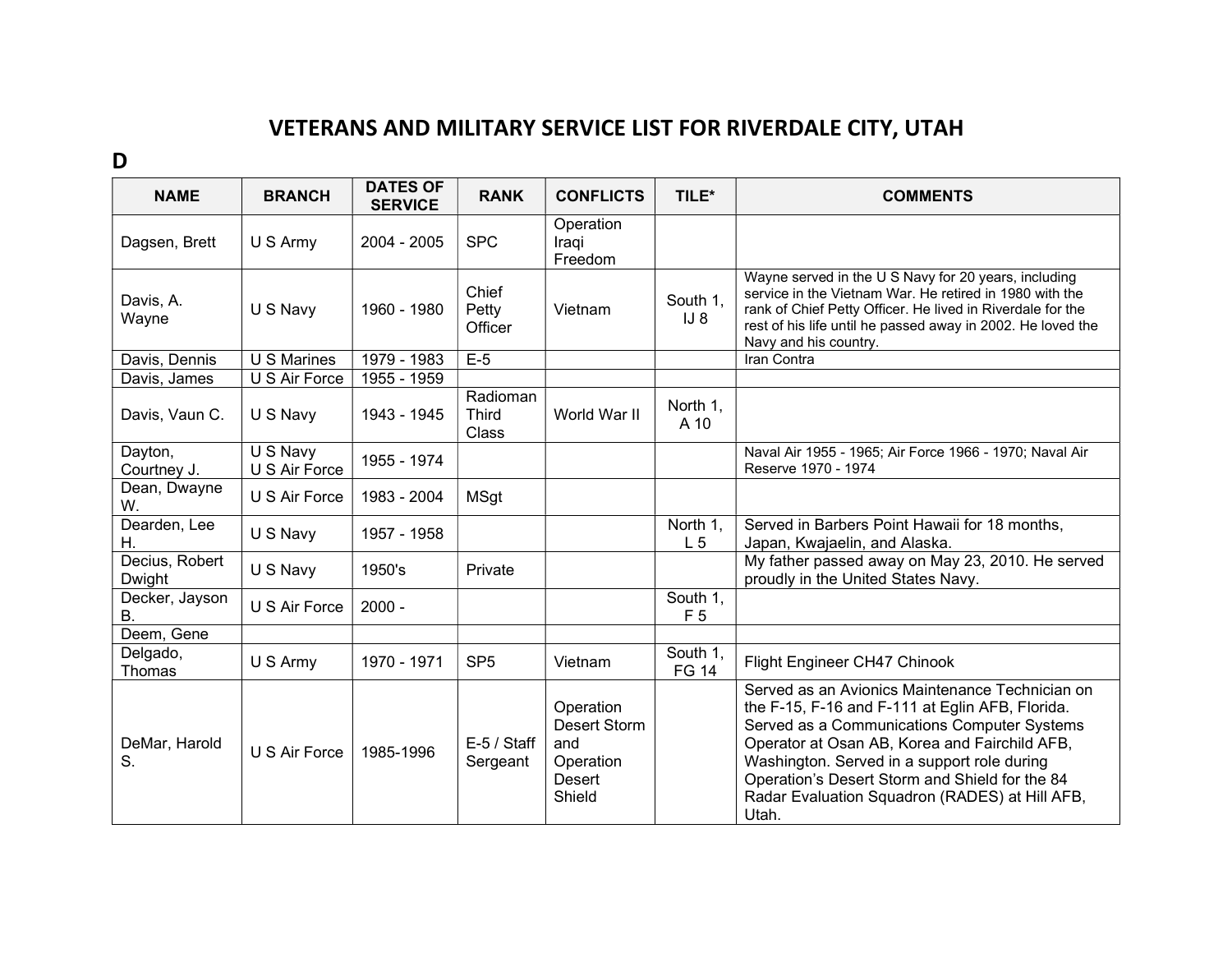# VETERANS AND MILITARY SERVICE LIST FOR RIVERDALE CITY, UTAH

## D

| NAME | BRANCH | DATES OF SERVICE | RANK | CONFLICTS | TILE* | COMMENTS |
|---|---|---|---|---|---|---|
| Dagsen, Brett | U S Army | 2004 - 2005 | SPC | Operation Iraqi Freedom | | |
| Davis, A. Wayne | U S Navy | 1960 - 1980 | Chief Petty Officer | Vietnam | South 1, IJ 8 | Wayne served in the U S Navy for 20 years, including service in the Vietnam War. He retired in 1980 with the rank of Chief Petty Officer. He lived in Riverdale for the rest of his life until he passed away in 2002. He loved the Navy and his country. |
| Davis, Dennis | U S Marines | 1979 - 1983 | E-5 | | | Iran Contra |
| Davis, James | U S Air Force | 1955 - 1959 | | | | |
| Davis, Vaun C. | U S Navy | 1943 - 1945 | Radioman Third Class | World War II | North 1, A 10 | |
| Dayton, Courtney J. | U S Navy U S Air Force | 1955 - 1974 | | | | Naval Air 1955 - 1965; Air Force 1966 - 1970; Naval Air Reserve 1970 - 1974 |
| Dean, Dwayne W. | U S Air Force | 1983 - 2004 | MSgt | | | |
| Dearden, Lee H. | U S Navy | 1957 - 1958 | | | North 1, L 5 | Served in Barbers Point Hawaii for 18 months, Japan, Kwajaelin, and Alaska. |
| Decius, Robert Dwight | U S Navy | 1950's | Private | | | My father passed away on May 23, 2010. He served proudly in the United States Navy. |
| Decker, Jayson B. | U S Air Force | 2000 - | | | South 1, F 5 | |
| Deem, Gene | | | | | | |
| Delgado, Thomas | U S Army | 1970 - 1971 | SP5 | Vietnam | South 1, FG 14 | Flight Engineer CH47 Chinook |
| DeMar, Harold S. | U S Air Force | 1985-1996 | E-5 / Staff Sergeant | Operation Desert Storm and Operation Desert Shield | | Served as an Avionics Maintenance Technician on the F-15, F-16 and F-111 at Eglin AFB, Florida. Served as a Communications Computer Systems Operator at Osan AB, Korea and Fairchild AFB, Washington. Served in a support role during Operation's Desert Storm and Shield for the 84 Radar Evaluation Squadron (RADES) at Hill AFB, Utah. |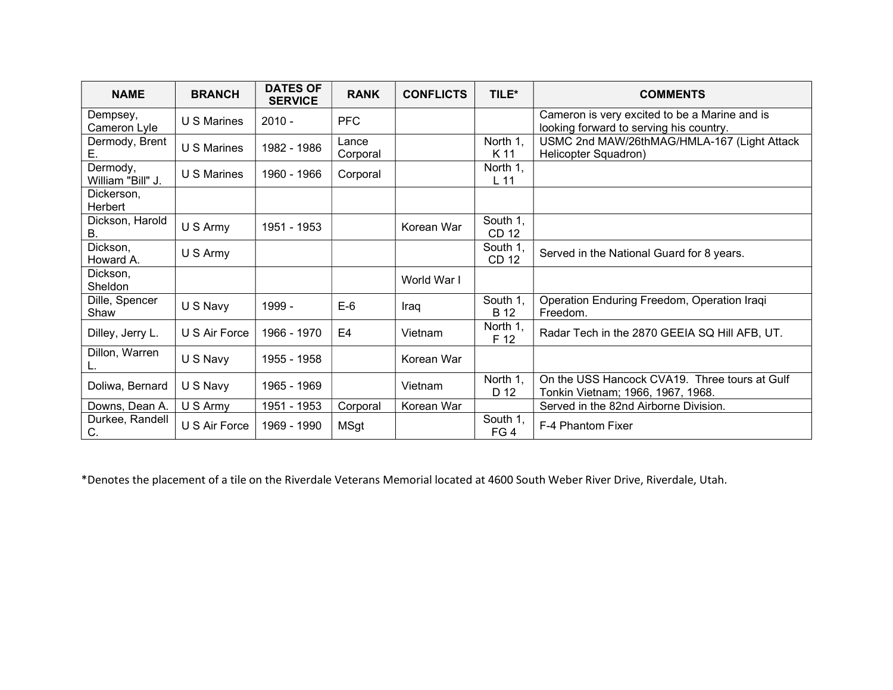| NAME | BRANCH | DATES OF SERVICE | RANK | CONFLICTS | TILE* | COMMENTS |
| --- | --- | --- | --- | --- | --- | --- |
| Dempsey, Cameron Lyle | U S Marines | 2010 - | PFC | | | Cameron is very excited to be a Marine and is looking forward to serving his country. |
| Dermody, Brent E. | U S Marines | 1982 - 1986 | Lance Corporal | | North 1, K 11 | USMC 2nd MAW/26thMAG/HMLA-167 (Light Attack Helicopter Squadron) |
| Dermody, William "Bill" J. | U S Marines | 1960 - 1966 | Corporal | | North 1, L 11 | |
| Dickerson, Herbert | | | | | | |
| Dickson, Harold B. | U S Army | 1951 - 1953 | | Korean War | South 1, CD 12 | |
| Dickson, Howard A. | U S Army | | | | South 1, CD 12 | Served in the National Guard for 8 years. |
| Dickson, Sheldon | | | | World War I | | |
| Dille, Spencer Shaw | U S Navy | 1999 - | E-6 | Iraq | South 1, B 12 | Operation Enduring Freedom, Operation Iraqi Freedom. |
| Dilley, Jerry L. | U S Air Force | 1966 - 1970 | E4 | Vietnam | North 1, F 12 | Radar Tech in the 2870 GEEIA SQ Hill AFB, UT. |
| Dillon, Warren L. | U S Navy | 1955 - 1958 | | Korean War | | |
| Doliwa, Bernard | U S Navy | 1965 - 1969 | | Vietnam | North 1, D 12 | On the USS Hancock CVA19. Three tours at Gulf Tonkin Vietnam; 1966, 1967, 1968. |
| Downs, Dean A. | U S Army | 1951 - 1953 | Corporal | Korean War | | Served in the 82nd Airborne Division. |
| Durkee, Randell C. | U S Air Force | 1969 - 1990 | MSgt | | South 1, FG 4 | F-4 Phantom Fixer |

*Denotes the placement of a tile on the Riverdale Veterans Memorial located at 4600 South Weber River Drive, Riverdale, Utah.